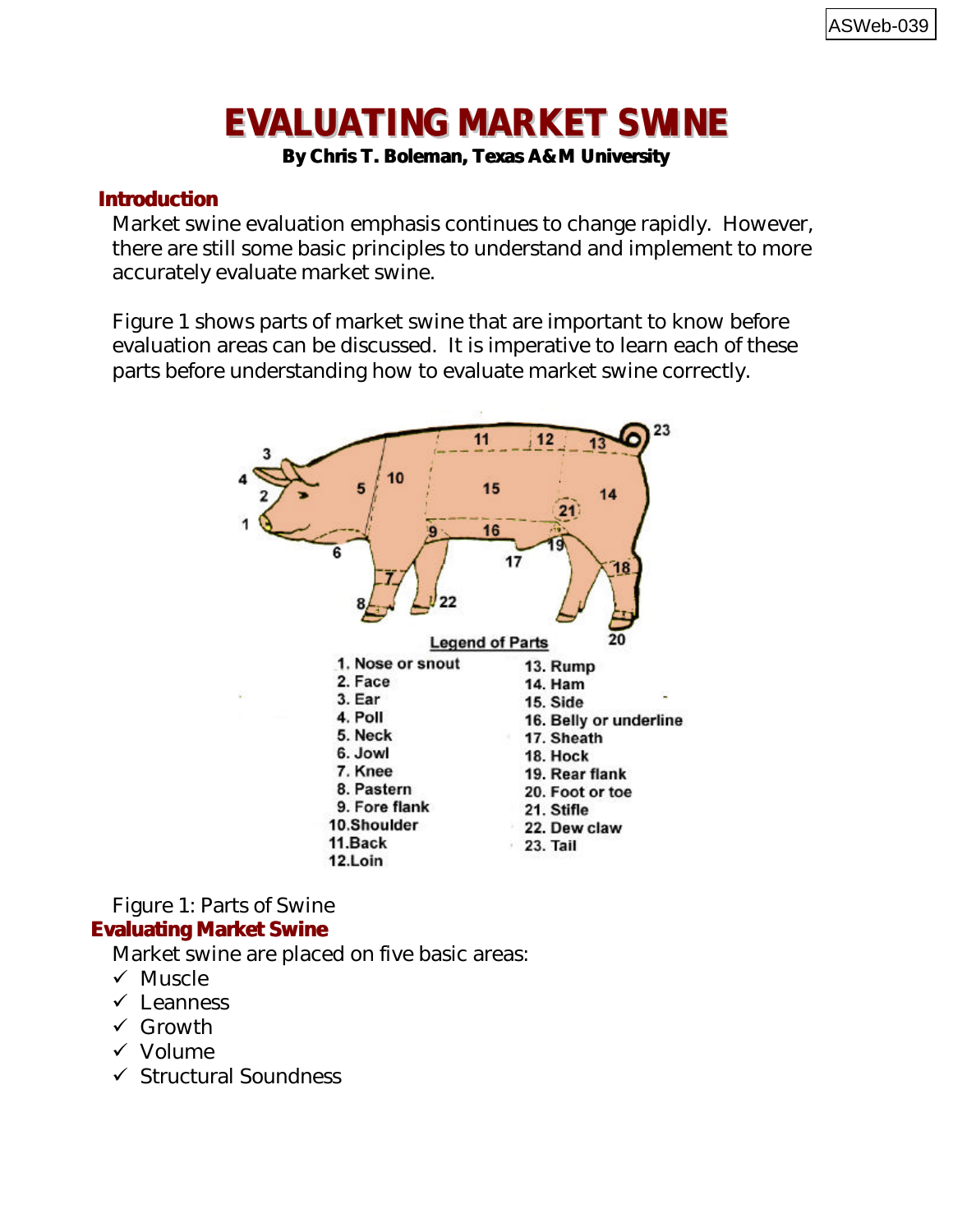# EVALUATING MARKET SWINE

**By Chris T. Boleman, Texas A&M University**

## Introduction

Market swine evaluation emphasis continues to change rapidly. However, there are still some basic principles to understand and implement to more accurately evaluate market swine.

Figure 1 shows parts of market swine that are important to know before evaluation areas can be discussed. It is imperative to learn each of these parts before understanding how to evaluate market swine correctly.

**Legend of Parts**

1. Nose or snout
2. Face
3. Ear
4. Poll
5. Neck
6. Jowl
7. Knee
8. Pastern
9. Fore flank
10. Shoulder
11. Back
12. Loin
13. Rump
14. Ham
15. Side
16. Belly or underline
17. Sheath
18. Hock
19. Rear flank
20. Foot or toe
21. Stifle
22. Dew claw
23. Tail

Figure 1: Parts of Swine

## Evaluating Market Swine

Market swine are placed on five basic areas:

- ✓ Muscle
- ✓ Leanness
- ✓ Growth
- ✓ Volume
- ✓ Structural Soundness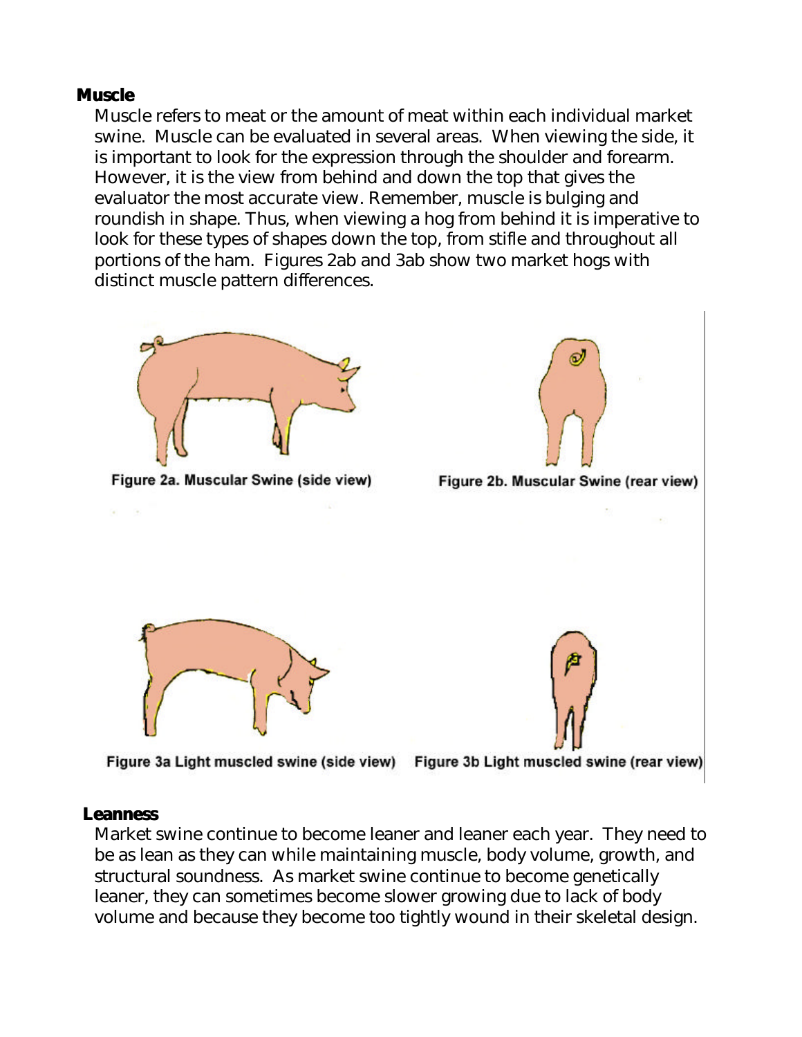## Muscle

Muscle refers to meat or the amount of meat within each individual market swine. Muscle can be evaluated in several areas. When viewing the side, it is important to look for the expression through the shoulder and forearm. However, it is the view from behind and down the top that gives the evaluator the most accurate view. Remember, muscle is bulging and roundish in shape. Thus, when viewing a hog from behind it is imperative to look for these types of shapes down the top, from stifle and throughout all portions of the ham. Figures 2ab and 3ab show two market hogs with distinct muscle pattern differences.

Figure 2a. Muscular Swine (side view)

Figure 2b. Muscular Swine (rear view)

Figure 3a Light muscled swine (side view)

Figure 3b Light muscled swine (rear view)

## Leanness

Market swine continue to become leaner and leaner each year. They need to be as lean as they can while maintaining muscle, body volume, growth, and structural soundness. As market swine continue to become genetically leaner, they can sometimes become slower growing due to lack of body volume and because they become too tightly wound in their skeletal design.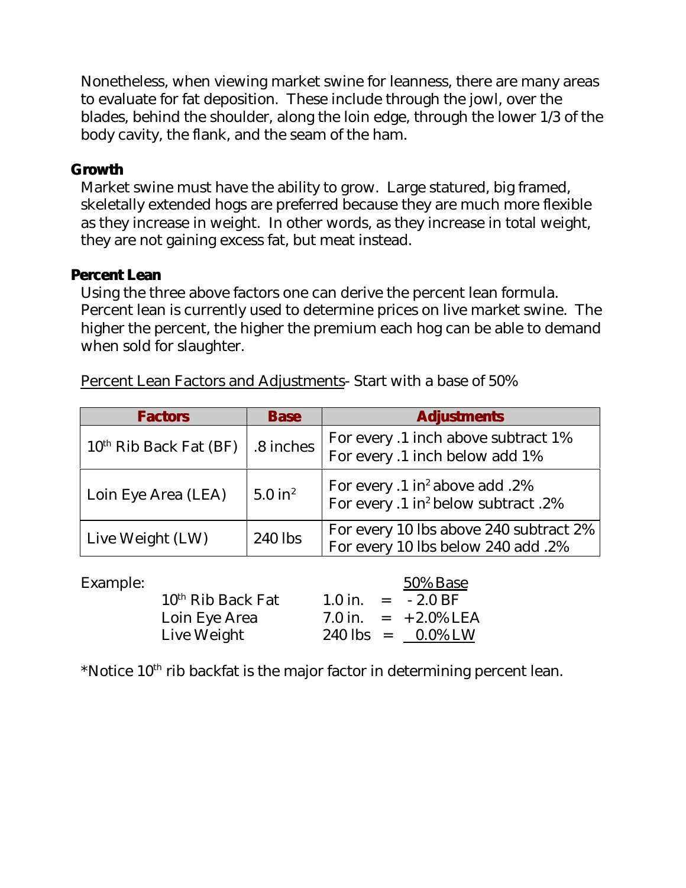Nonetheless, when viewing market swine for leanness, there are many areas to evaluate for fat deposition. These include through the jowl, over the blades, behind the shoulder, along the loin edge, through the lower 1/3 of the body cavity, the flank, and the seam of the ham.

**Growth**

Market swine must have the ability to grow. Large statured, big framed, skeletally extended hogs are preferred because they are much more flexible as they increase in weight. In other words, as they increase in total weight, they are not gaining excess fat, but meat instead.

**Percent Lean**

Using the three above factors one can derive the percent lean formula. Percent lean is currently used to determine prices on live market swine. The higher the percent, the higher the premium each hog can be able to demand when sold for slaughter.

Percent Lean Factors and Adjustments- Start with a base of 50%

| Factors | Base | Adjustments |
|---|---|---|
| 10th Rib Back Fat (BF) | .8 inches | For every .1 inch above subtract 1%<br>For every .1 inch below add 1% |
| Loin Eye Area (LEA) | 5.0 $in^2$ | For every .1 $in^2$ above add .2%<br>For every .1 $in^2$ below subtract .2% |
| Live Weight (LW) | 240 lbs | For every 10 lbs above 240 subtract 2%<br>For every 10 lbs below 240 add .2% |

Example:

| | | | 50% Base |
|---|---|---|---|
| 10th Rib Back Fat | 1.0 in. | = | - 2.0 BF |
| Loin Eye Area | 7.0 in. | = | +2.0% LEA |
| Live Weight | 240 lbs | = | 0.0% LW |

*Notice 10th rib backfat is the major factor in determining percent lean.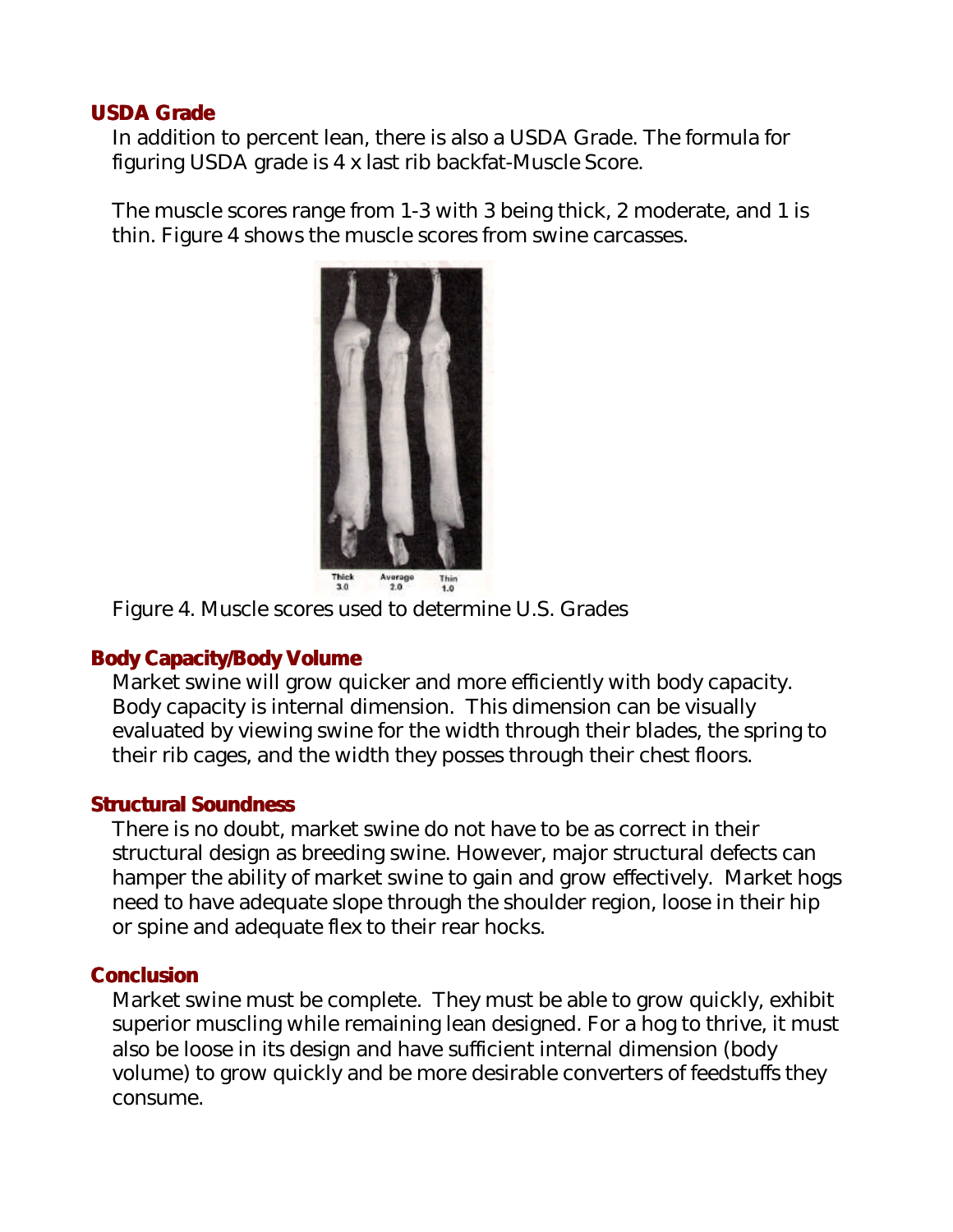## USDA Grade

In addition to percent lean, there is also a USDA Grade. The formula for figuring USDA grade is 4 x last rib backfat-Muscle Score.

The muscle scores range from 1-3 with 3 being thick, 2 moderate, and 1 is thin. Figure 4 shows the muscle scores from swine carcasses.

Thick 3.0
Average 2.0
Thin 1.0

Figure 4. Muscle scores used to determine U.S. Grades

## Body Capacity/Body Volume

Market swine will grow quicker and more efficiently with body capacity. Body capacity is internal dimension. This dimension can be visually evaluated by viewing swine for the width through their blades, the spring to their rib cages, and the width they posses through their chest floors.

## Structural Soundness

There is no doubt, market swine do not have to be as correct in their structural design as breeding swine. However, major structural defects can hamper the ability of market swine to gain and grow effectively. Market hogs need to have adequate slope through the shoulder region, loose in their hip or spine and adequate flex to their rear hocks.

## Conclusion

Market swine must be complete. They must be able to grow quickly, exhibit superior muscling while remaining lean designed. For a hog to thrive, it must also be loose in its design and have sufficient internal dimension (body volume) to grow quickly and be more desirable converters of feedstuffs they consume.